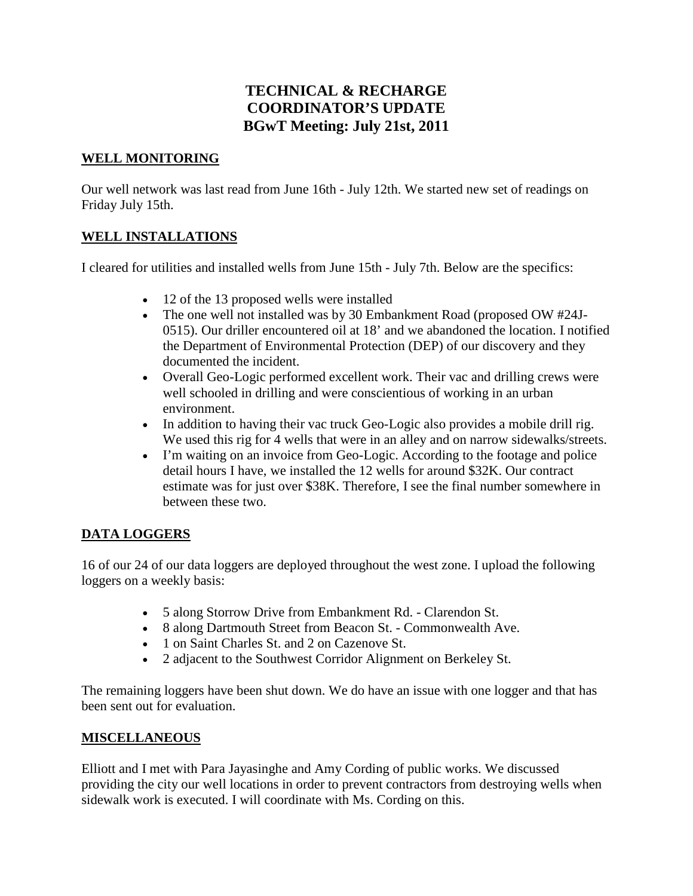# TECHNICAL & RECHARGE COORDINATOR'S UPDATE
# BGwT Meeting: July 21st, 2011

## WELL MONITORING

Our well network was last read from June 16th - July 12th. We started new set of readings on Friday July 15th.

## WELL INSTALLATIONS

I cleared for utilities and installed wells from June 15th - July 7th. Below are the specifics:

- 12 of the 13 proposed wells were installed
- The one well not installed was by 30 Embankment Road (proposed OW #24J-0515). Our driller encountered oil at 18' and we abandoned the location. I notified the Department of Environmental Protection (DEP) of our discovery and they documented the incident.
- Overall Geo-Logic performed excellent work. Their vac and drilling crews were well schooled in drilling and were conscientious of working in an urban environment.
- In addition to having their vac truck Geo-Logic also provides a mobile drill rig. We used this rig for 4 wells that were in an alley and on narrow sidewalks/streets.
- I'm waiting on an invoice from Geo-Logic. According to the footage and police detail hours I have, we installed the 12 wells for around $32K. Our contract estimate was for just over $38K. Therefore, I see the final number somewhere in between these two.

## DATA LOGGERS

16 of our 24 of our data loggers are deployed throughout the west zone. I upload the following loggers on a weekly basis:

- 5 along Storrow Drive from Embankment Rd. - Clarendon St.
- 8 along Dartmouth Street from Beacon St. - Commonwealth Ave.
- 1 on Saint Charles St. and 2 on Cazenove St.
- 2 adjacent to the Southwest Corridor Alignment on Berkeley St.

The remaining loggers have been shut down. We do have an issue with one logger and that has been sent out for evaluation.

## MISCELLANEOUS

Elliott and I met with Para Jayasinghe and Amy Cording of public works. We discussed providing the city our well locations in order to prevent contractors from destroying wells when sidewalk work is executed. I will coordinate with Ms. Cording on this.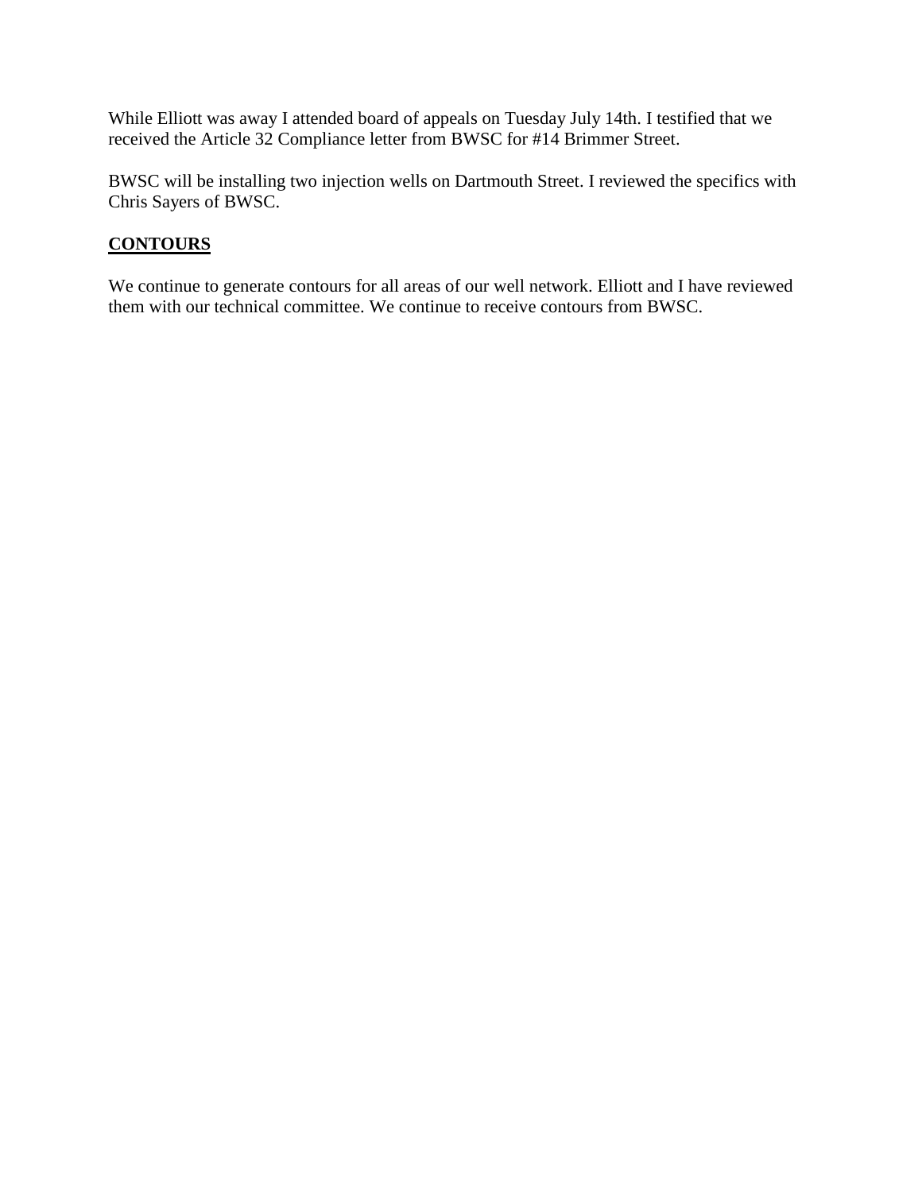While Elliott was away I attended board of appeals on Tuesday July 14th. I testified that we received the Article 32 Compliance letter from BWSC for #14 Brimmer Street.

BWSC will be installing two injection wells on Dartmouth Street. I reviewed the specifics with Chris Sayers of BWSC.

## **CONTOURS**

We continue to generate contours for all areas of our well network. Elliott and I have reviewed them with our technical committee. We continue to receive contours from BWSC.